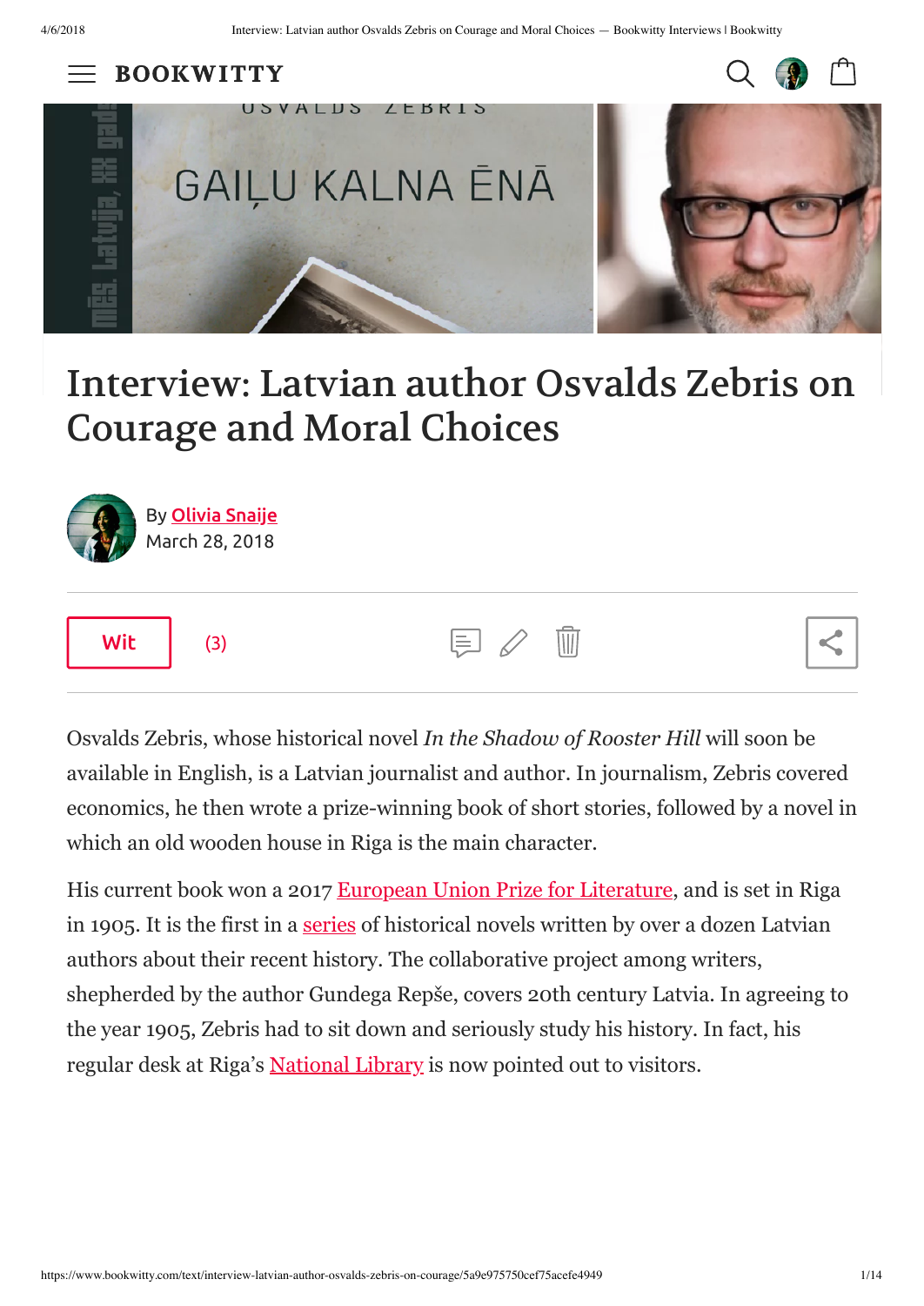# Interview: Latvian author Osvalds Zebris on Courage and Moral Choices

By Olivia Snaije
March 28, 2018

Wit (3)

Osvalds Zebris, whose historical novel *In the Shadow of Rooster Hill* will soon be available in English, is a Latvian journalist and author. In journalism, Zebris covered economics, he then wrote a prize-winning book of short stories, followed by a novel in which an old wooden house in Riga is the main character.

His current book won a 2017 European Union Prize for Literature, and is set in Riga in 1905. It is the first in a series of historical novels written by over a dozen Latvian authors about their recent history. The collaborative project among writers, shepherded by the author Gundega Repše, covers 20th century Latvia. In agreeing to the year 1905, Zebris had to sit down and seriously study his history. In fact, his regular desk at Riga's National Library is now pointed out to visitors.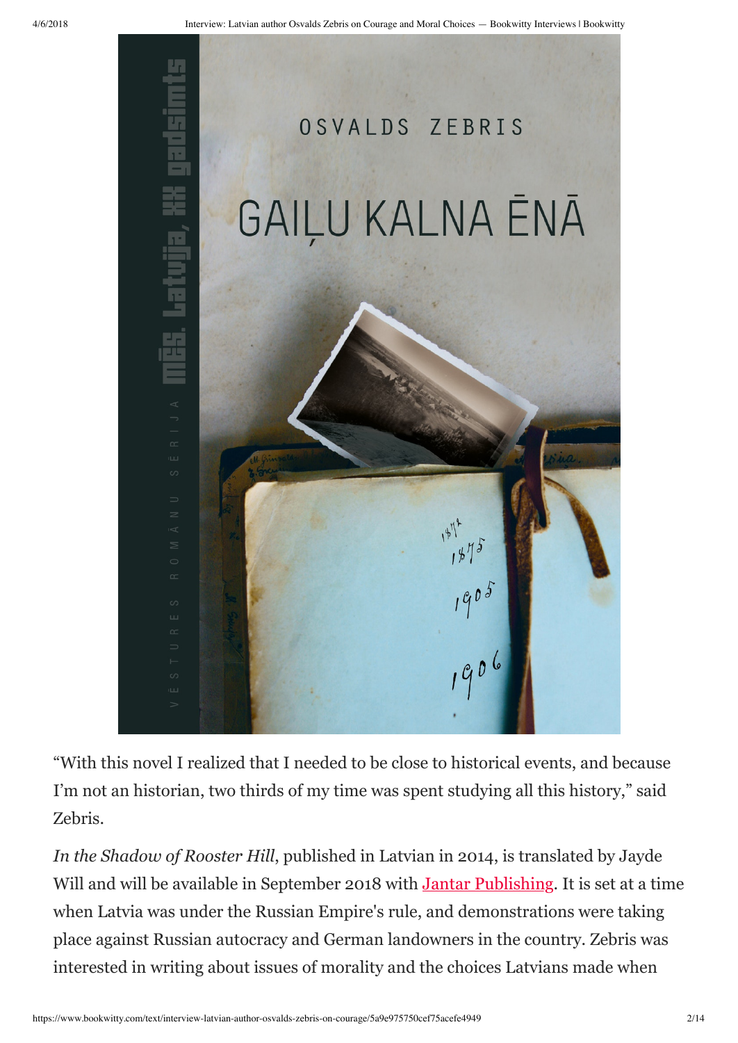“With this novel I realized that I needed to be close to historical events, and because I’m not an historian, two thirds of my time was spent studying all this history,” said Zebris.

*In the Shadow of Rooster Hill*, published in Latvian in 2014, is translated by Jayde Will and will be available in September 2018 with Jantar Publishing. It is set at a time when Latvia was under the Russian Empire's rule, and demonstrations were taking place against Russian autocracy and German landowners in the country. Zebris was interested in writing about issues of morality and the choices Latvians made when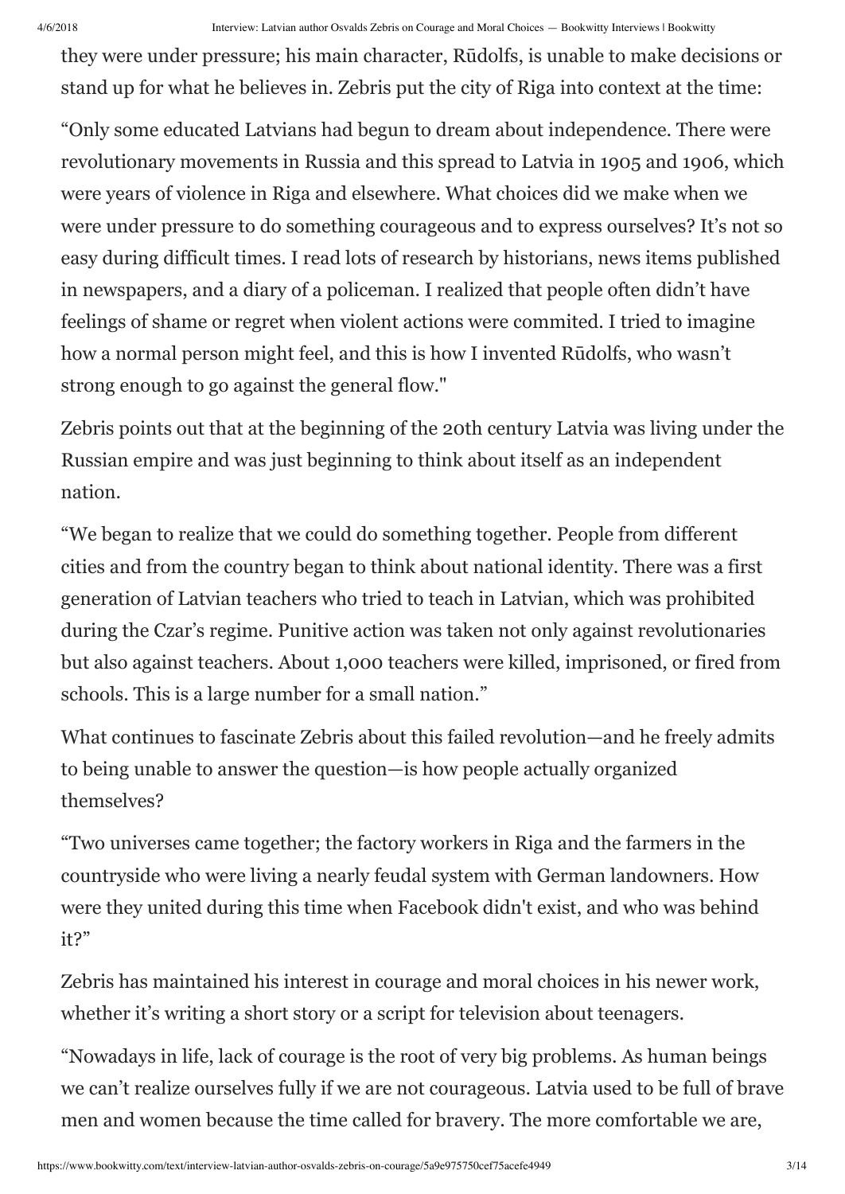they were under pressure; his main character, Rūdolfs, is unable to make decisions or stand up for what he believes in. Zebris put the city of Riga into context at the time:

"Only some educated Latvians had begun to dream about independence. There were revolutionary movements in Russia and this spread to Latvia in 1905 and 1906, which were years of violence in Riga and elsewhere. What choices did we make when we were under pressure to do something courageous and to express ourselves? It's not so easy during difficult times. I read lots of research by historians, news items published in newspapers, and a diary of a policeman. I realized that people often didn't have feelings of shame or regret when violent actions were commited. I tried to imagine how a normal person might feel, and this is how I invented Rūdolfs, who wasn't strong enough to go against the general flow."

Zebris points out that at the beginning of the 20th century Latvia was living under the Russian empire and was just beginning to think about itself as an independent nation.

"We began to realize that we could do something together. People from different cities and from the country began to think about national identity. There was a first generation of Latvian teachers who tried to teach in Latvian, which was prohibited during the Czar's regime. Punitive action was taken not only against revolutionaries but also against teachers. About 1,000 teachers were killed, imprisoned, or fired from schools. This is a large number for a small nation."

What continues to fascinate Zebris about this failed revolution—and he freely admits to being unable to answer the question—is how people actually organized themselves?

"Two universes came together; the factory workers in Riga and the farmers in the countryside who were living a nearly feudal system with German landowners. How were they united during this time when Facebook didn't exist, and who was behind it?"

Zebris has maintained his interest in courage and moral choices in his newer work, whether it's writing a short story or a script for television about teenagers.

"Nowadays in life, lack of courage is the root of very big problems. As human beings we can't realize ourselves fully if we are not courageous. Latvia used to be full of brave men and women because the time called for bravery. The more comfortable we are,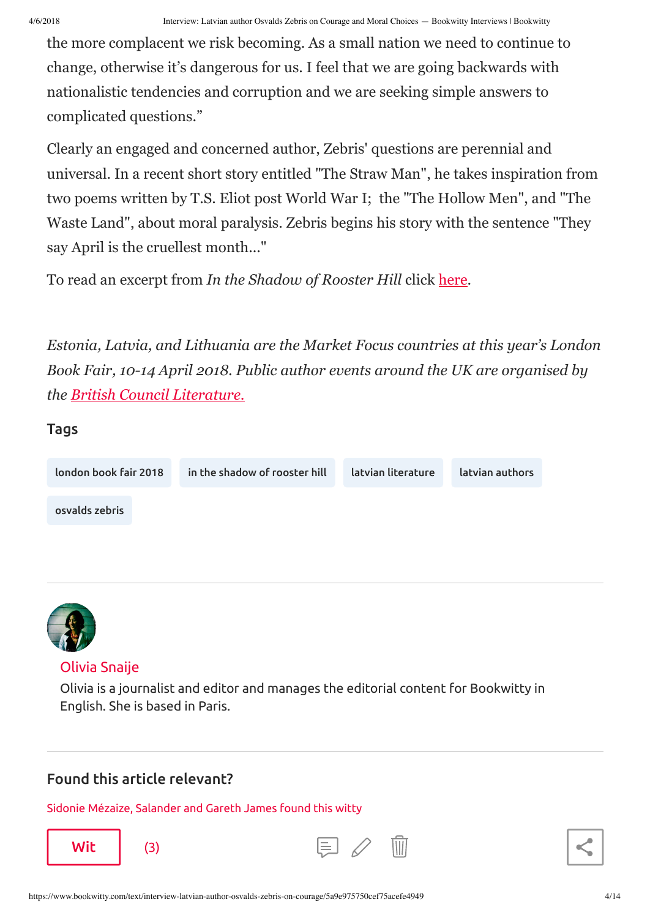the more complacent we risk becoming. As a small nation we need to continue to change, otherwise it's dangerous for us. I feel that we are going backwards with nationalistic tendencies and corruption and we are seeking simple answers to complicated questions."

Clearly an engaged and concerned author, Zebris' questions are perennial and universal. In a recent short story entitled "The Straw Man", he takes inspiration from two poems written by T.S. Eliot post World War I; the "The Hollow Men", and "The Waste Land", about moral paralysis. Zebris begins his story with the sentence "They say April is the cruellest month..."

To read an excerpt from *In the Shadow of Rooster Hill* click here.

*Estonia, Latvia, and Lithuania are the Market Focus countries at this year's London Book Fair, 10-14 April 2018. Public author events around the UK are organised by the British Council Literature.*

## Tags

london book fair 2018 | in the shadow of rooster hill | latvian literature | latvian authors | osvalds zebris

---

Olivia Snaije

Olivia is a journalist and editor and manages the editorial content for Bookwitty in English. She is based in Paris.

---

## Found this article relevant?

Sidonie Mézaize, Salander and Gareth James found this witty

Wit (3)